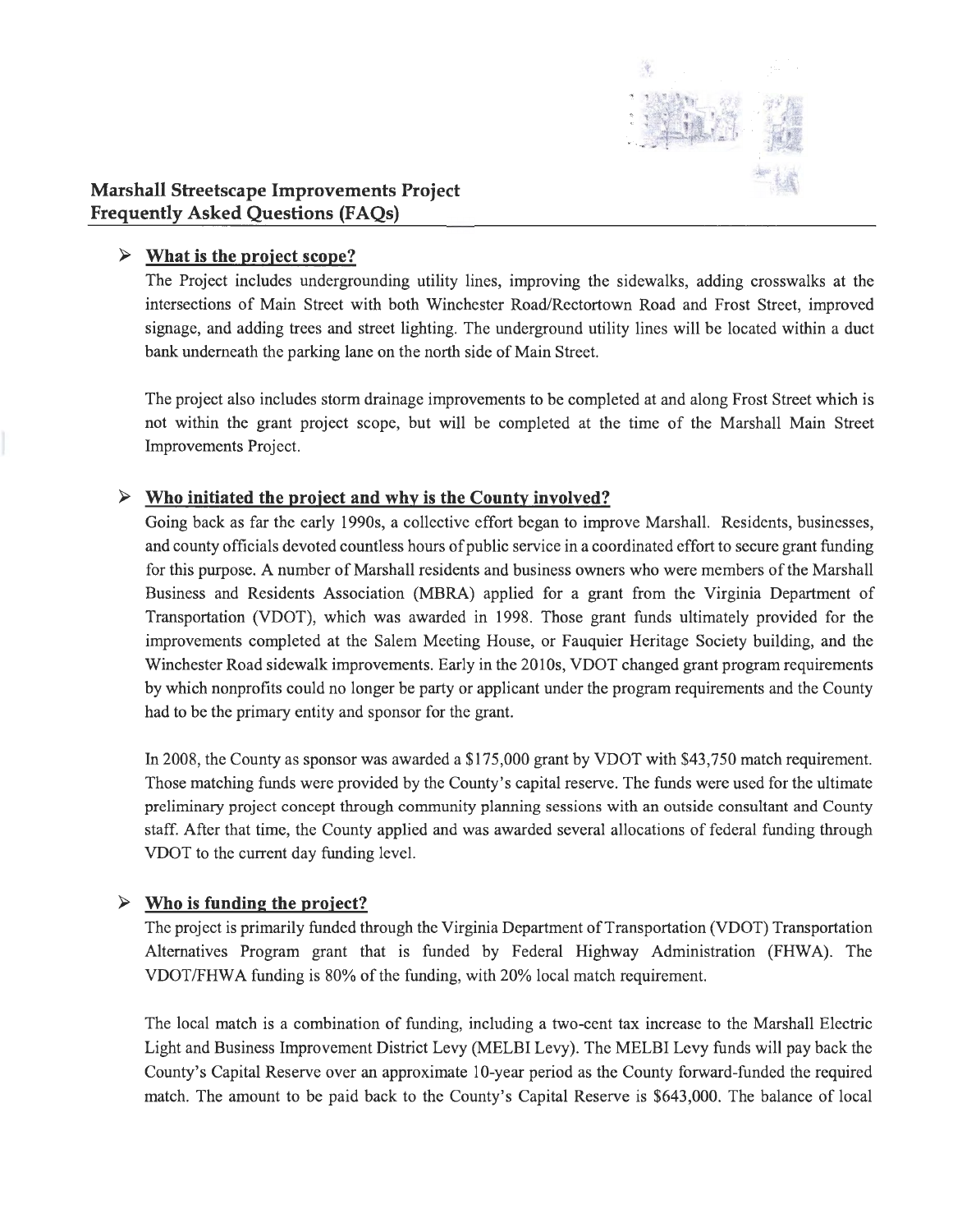# Marshall Streetscape Improvements Project
## Frequently Asked Questions (FAQs)

### ➢ What is the project scope?

The Project includes undergrounding utility lines, improving the sidewalks, adding crosswalks at the intersections of Main Street with both Winchester Road/Rectortown Road and Frost Street, improved signage, and adding trees and street lighting. The underground utility lines will be located within a duct bank underneath the parking lane on the north side of Main Street.

The project also includes storm drainage improvements to be completed at and along Frost Street which is not within the grant project scope, but will be completed at the time of the Marshall Main Street Improvements Project.

### ➢ Who initiated the project and why is the County involved?

Going back as far the early 1990s, a collective effort began to improve Marshall. Residents, businesses, and county officials devoted countless hours of public service in a coordinated effort to secure grant funding for this purpose. A number of Marshall residents and business owners who were members of the Marshall Business and Residents Association (MBRA) applied for a grant from the Virginia Department of Transportation (VDOT), which was awarded in 1998. Those grant funds ultimately provided for the improvements completed at the Salem Meeting House, or Fauquier Heritage Society building, and the Winchester Road sidewalk improvements. Early in the 2010s, VDOT changed grant program requirements by which nonprofits could no longer be party or applicant under the program requirements and the County had to be the primary entity and sponsor for the grant.

In 2008, the County as sponsor was awarded a $175,000 grant by VDOT with $43,750 match requirement. Those matching funds were provided by the County's capital reserve. The funds were used for the ultimate preliminary project concept through community planning sessions with an outside consultant and County staff. After that time, the County applied and was awarded several allocations of federal funding through VDOT to the current day funding level.

### ➢ Who is funding the project?

The project is primarily funded through the Virginia Department of Transportation (VDOT) Transportation Alternatives Program grant that is funded by Federal Highway Administration (FHWA). The VDOT/FHWA funding is 80% of the funding, with 20% local match requirement.

The local match is a combination of funding, including a two-cent tax increase to the Marshall Electric Light and Business Improvement District Levy (MELBI Levy). The MELBI Levy funds will pay back the County's Capital Reserve over an approximate 10-year period as the County forward-funded the required match. The amount to be paid back to the County's Capital Reserve is $643,000. The balance of local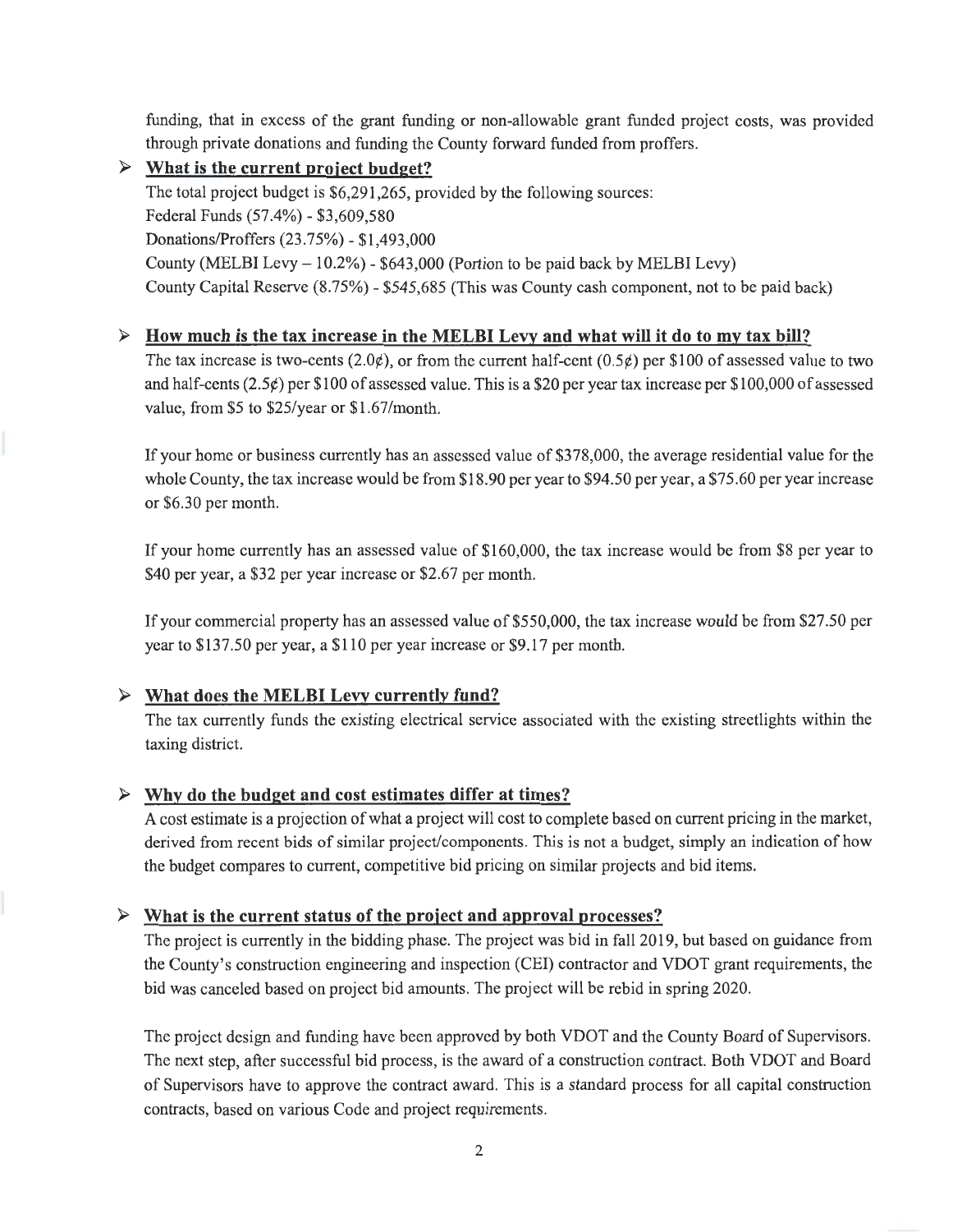funding, that in excess of the grant funding or non-allowable grant funded project costs, was provided through private donations and funding the County forward funded from proffers.

- **What is the current project budget?**

  The total project budget is $6,291,265, provided by the following sources:
  Federal Funds (57.4%) - $3,609,580
  Donations/Proffers (23.75%) - $1,493,000
  County (MELBI Levy – 10.2%) - $643,000 (Portion to be paid back by MELBI Levy)
  County Capital Reserve (8.75%) - $545,685 (This was County cash component, not to be paid back)

- **How much is the tax increase in the MELBI Levy and what will it do to my tax bill?**

  The tax increase is two-cents (2.0¢), or from the current half-cent (0.5¢) per $100 of assessed value to two and half-cents (2.5¢) per $100 of assessed value. This is a $20 per year tax increase per $100,000 of assessed value, from $5 to $25/year or $1.67/month.

  If your home or business currently has an assessed value of $378,000, the average residential value for the whole County, the tax increase would be from $18.90 per year to $94.50 per year, a $75.60 per year increase or $6.30 per month.

  If your home currently has an assessed value of $160,000, the tax increase would be from $8 per year to $40 per year, a $32 per year increase or $2.67 per month.

  If your commercial property has an assessed value of $550,000, the tax increase would be from $27.50 per year to $137.50 per year, a $110 per year increase or $9.17 per month.

- **What does the MELBI Levy currently fund?**

  The tax currently funds the existing electrical service associated with the existing streetlights within the taxing district.

- **Why do the budget and cost estimates differ at times?**

  A cost estimate is a projection of what a project will cost to complete based on current pricing in the market, derived from recent bids of similar project/components. This is not a budget, simply an indication of how the budget compares to current, competitive bid pricing on similar projects and bid items.

- **What is the current status of the project and approval processes?**

  The project is currently in the bidding phase. The project was bid in fall 2019, but based on guidance from the County's construction engineering and inspection (CEI) contractor and VDOT grant requirements, the bid was canceled based on project bid amounts. The project will be rebid in spring 2020.

  The project design and funding have been approved by both VDOT and the County Board of Supervisors. The next step, after successful bid process, is the award of a construction contract. Both VDOT and Board of Supervisors have to approve the contract award. This is a standard process for all capital construction contracts, based on various Code and project requirements.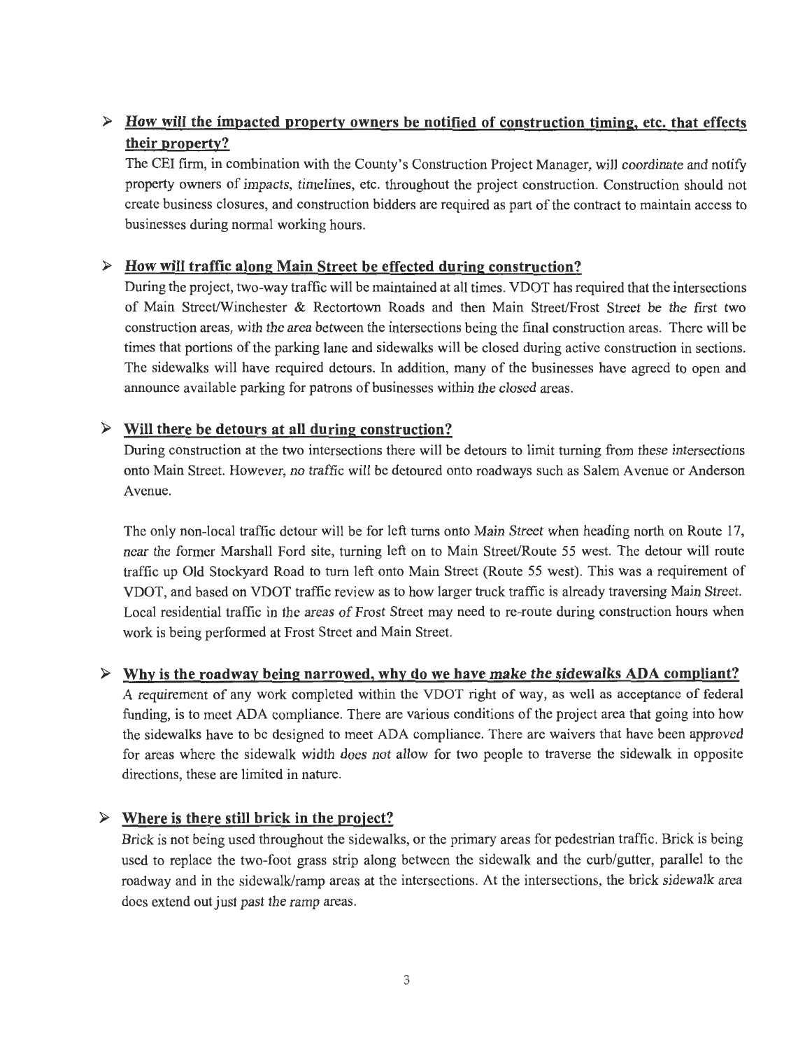- **How will the impacted property owners be notified of construction timing, etc. that effects their property?**

  The CEI firm, in combination with the County's Construction Project Manager, will coordinate and notify property owners of impacts, timelines, etc. throughout the project construction. Construction should not create business closures, and construction bidders are required as part of the contract to maintain access to businesses during normal working hours.

- **How will traffic along Main Street be effected during construction?**

  During the project, two-way traffic will be maintained at all times. VDOT has required that the intersections of Main Street/Winchester & Rectortown Roads and then Main Street/Frost Street be the first two construction areas, with the area between the intersections being the final construction areas. There will be times that portions of the parking lane and sidewalks will be closed during active construction in sections. The sidewalks will have required detours. In addition, many of the businesses have agreed to open and announce available parking for patrons of businesses within the closed areas.

- **Will there be detours at all during construction?**

  During construction at the two intersections there will be detours to limit turning from these intersections onto Main Street. However, no traffic will be detoured onto roadways such as Salem Avenue or Anderson Avenue.

  The only non-local traffic detour will be for left turns onto Main Street when heading north on Route 17, near the former Marshall Ford site, turning left on to Main Street/Route 55 west. The detour will route traffic up Old Stockyard Road to turn left onto Main Street (Route 55 west). This was a requirement of VDOT, and based on VDOT traffic review as to how larger truck traffic is already traversing Main Street. Local residential traffic in the areas of Frost Street may need to re-route during construction hours when work is being performed at Frost Street and Main Street.

- **Why is the roadway being narrowed, why do we have make the sidewalks ADA compliant?**

  A requirement of any work completed within the VDOT right of way, as well as acceptance of federal funding, is to meet ADA compliance. There are various conditions of the project area that going into how the sidewalks have to be designed to meet ADA compliance. There are waivers that have been approved for areas where the sidewalk width does not allow for two people to traverse the sidewalk in opposite directions, these are limited in nature.

- **Where is there still brick in the project?**

  Brick is not being used throughout the sidewalks, or the primary areas for pedestrian traffic. Brick is being used to replace the two-foot grass strip along between the sidewalk and the curb/gutter, parallel to the roadway and in the sidewalk/ramp areas at the intersections. At the intersections, the brick sidewalk area does extend out just past the ramp areas.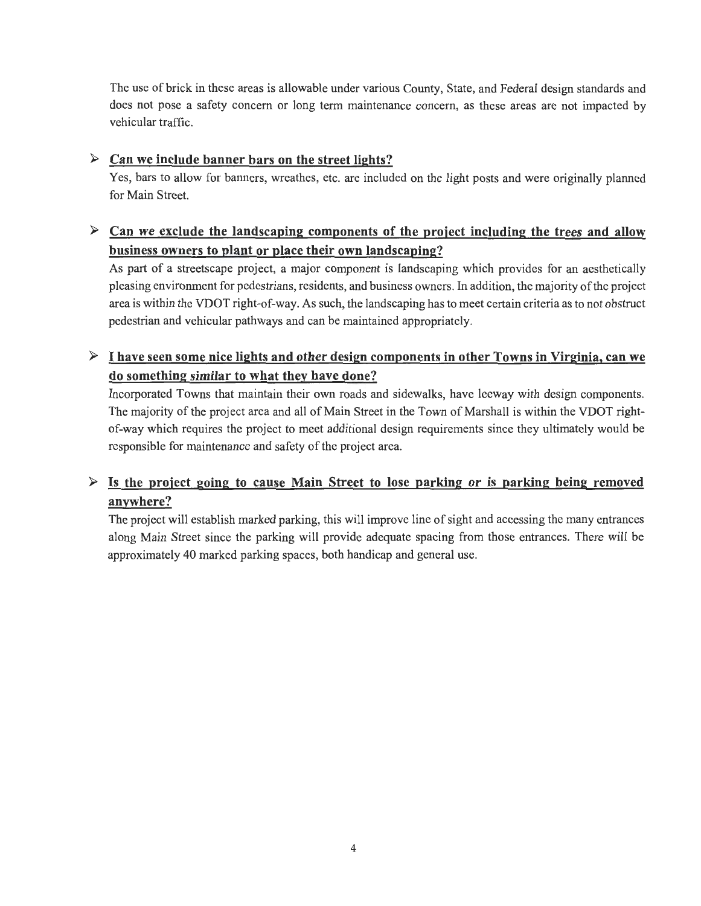The use of brick in these areas is allowable under various County, State, and Federal design standards and does not pose a safety concern or long term maintenance concern, as these areas are not impacted by vehicular traffic.

- **Can we include banner bars on the street lights?**

  Yes, bars to allow for banners, wreathes, etc. are included on the light posts and were originally planned for Main Street.

- **Can we exclude the landscaping components of the project including the trees and allow business owners to plant or place their own landscaping?**

  As part of a streetscape project, a major component is landscaping which provides for an aesthetically pleasing environment for pedestrians, residents, and business owners. In addition, the majority of the project area is within the VDOT right-of-way. As such, the landscaping has to meet certain criteria as to not obstruct pedestrian and vehicular pathways and can be maintained appropriately.

- **I have seen some nice lights and other design components in other Towns in Virginia, can we do something similar to what they have done?**

  Incorporated Towns that maintain their own roads and sidewalks, have leeway with design components. The majority of the project area and all of Main Street in the Town of Marshall is within the VDOT right-of-way which requires the project to meet additional design requirements since they ultimately would be responsible for maintenance and safety of the project area.

- **Is the project going to cause Main Street to lose parking or is parking being removed anywhere?**

  The project will establish marked parking, this will improve line of sight and accessing the many entrances along Main Street since the parking will provide adequate spacing from those entrances. There will be approximately 40 marked parking spaces, both handicap and general use.